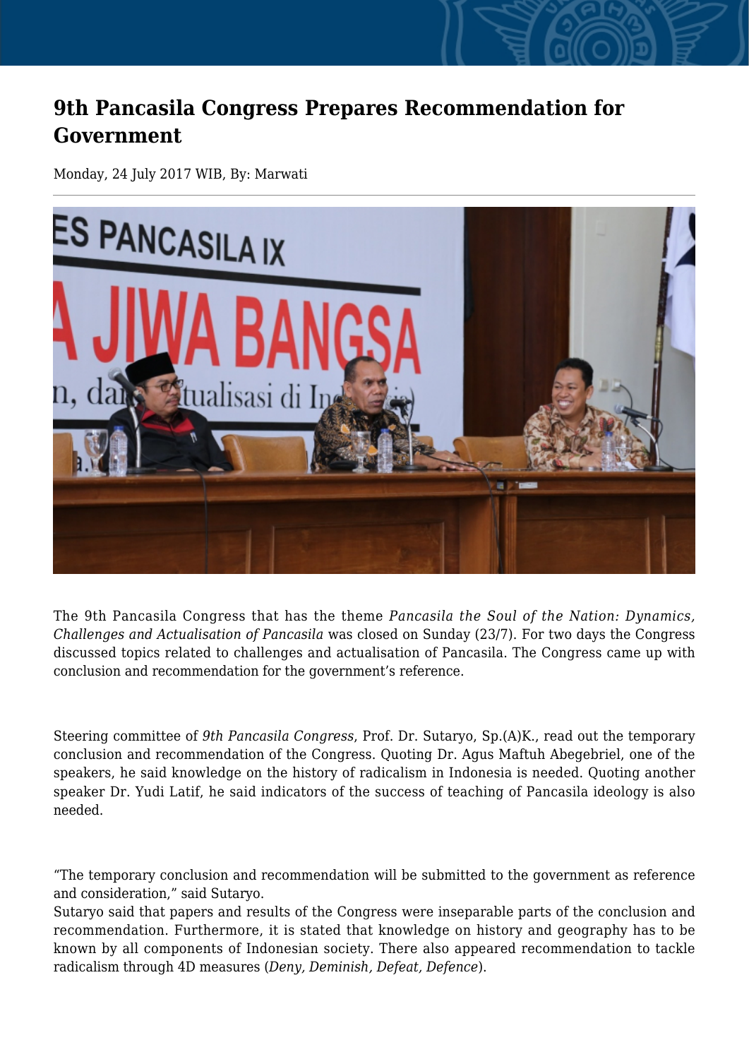# 9th Pancasila Congress Prepares Recommendation for Government

Monday, 24 July 2017 WIB, By: Marwati

The 9th Pancasila Congress that has the theme *Pancasila the Soul of the Nation: Dynamics, Challenges and Actualisation of Pancasila* was closed on Sunday (23/7). For two days the Congress discussed topics related to challenges and actualisation of Pancasila. The Congress came up with conclusion and recommendation for the government's reference.

Steering committee of *9th Pancasila Congress*, Prof. Dr. Sutaryo, Sp.(A)K., read out the temporary conclusion and recommendation of the Congress. Quoting Dr. Agus Maftuh Abegebriel, one of the speakers, he said knowledge on the history of radicalism in Indonesia is needed. Quoting another speaker Dr. Yudi Latif, he said indicators of the success of teaching of Pancasila ideology is also needed.

"The temporary conclusion and recommendation will be submitted to the government as reference and consideration," said Sutaryo.

Sutaryo said that papers and results of the Congress were inseparable parts of the conclusion and recommendation. Furthermore, it is stated that knowledge on history and geography has to be known by all components of Indonesian society. There also appeared recommendation to tackle radicalism through 4D measures (*Deny, Deminish, Defeat, Defence*).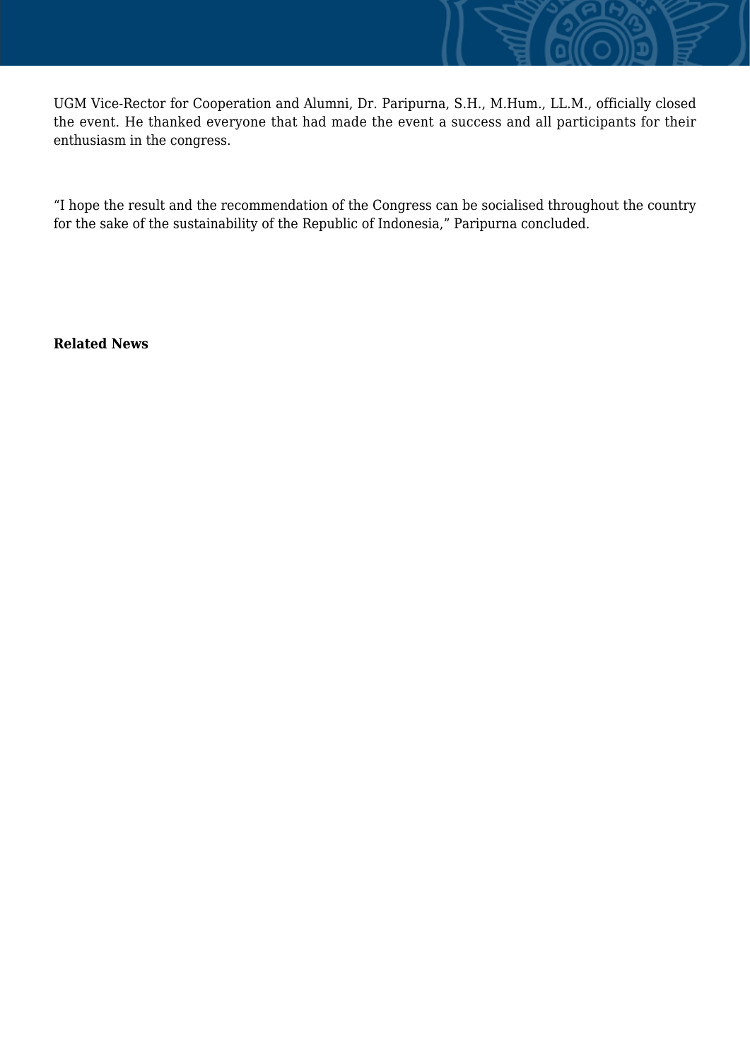UGM Vice-Rector for Cooperation and Alumni, Dr. Paripurna, S.H., M.Hum., LL.M., officially closed the event. He thanked everyone that had made the event a success and all participants for their enthusiasm in the congress.

“I hope the result and the recommendation of the Congress can be socialised throughout the country for the sake of the sustainability of the Republic of Indonesia,” Paripurna concluded.

**Related News**